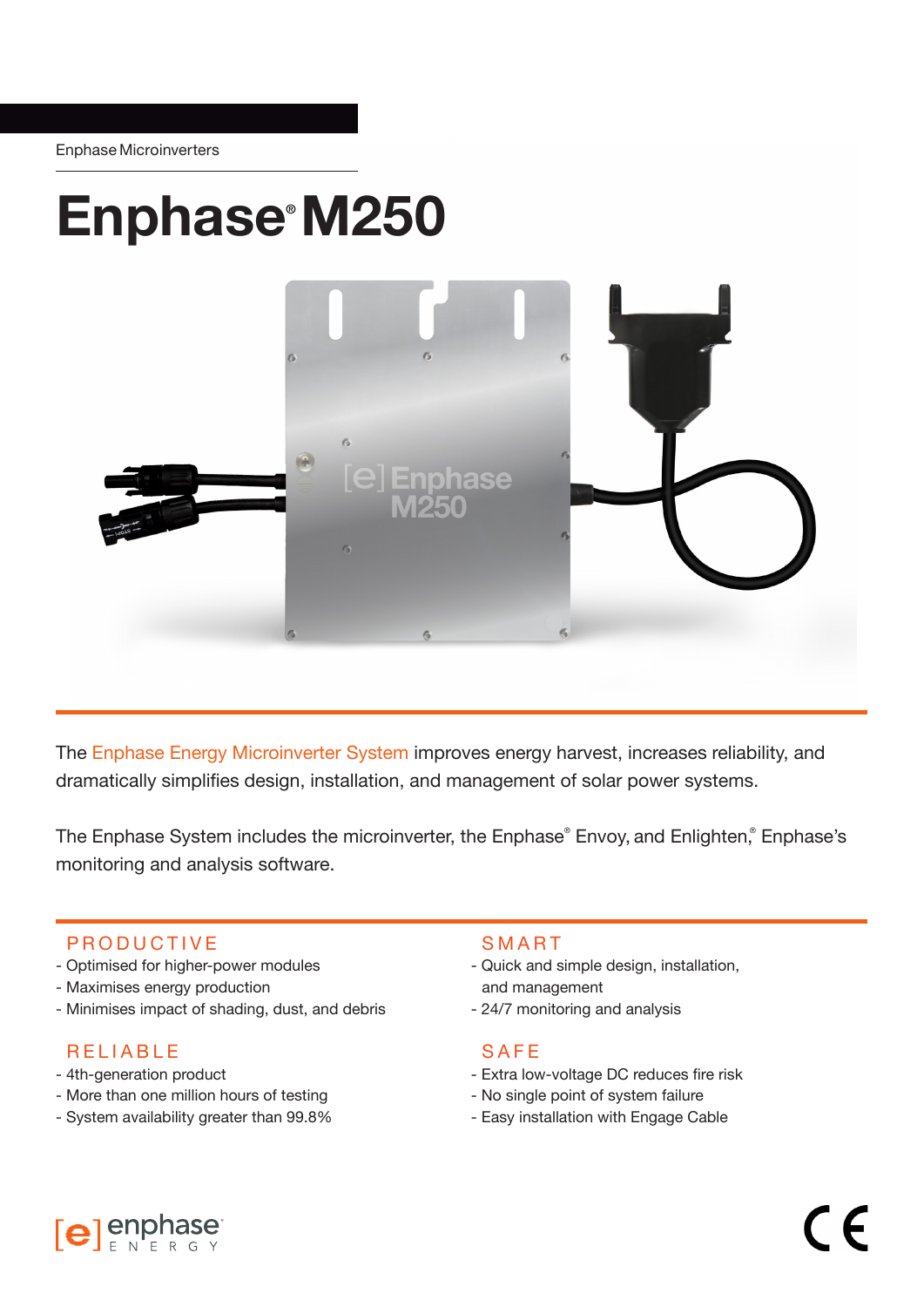Enphase Microinverters

# Enphase® M250

The Enphase Energy Microinverter System improves energy harvest, increases reliability, and dramatically simplifies design, installation, and management of solar power systems.

The Enphase System includes the microinverter, the Enphase® Envoy, and Enlighten,® Enphase's monitoring and analysis software.

### PRODUCTIVE

- Optimised for higher-power modules
- Maximises energy production
- Minimises impact of shading, dust, and debris

### RELIABLE

- 4th-generation product
- More than one million hours of testing
- System availability greater than 99.8%

### SMART

- Quick and simple design, installation, and management
- 24/7 monitoring and analysis

### SAFE

- Extra low-voltage DC reduces fire risk
- No single point of system failure
- Easy installation with Engage Cable

enphase® ENERGY

CE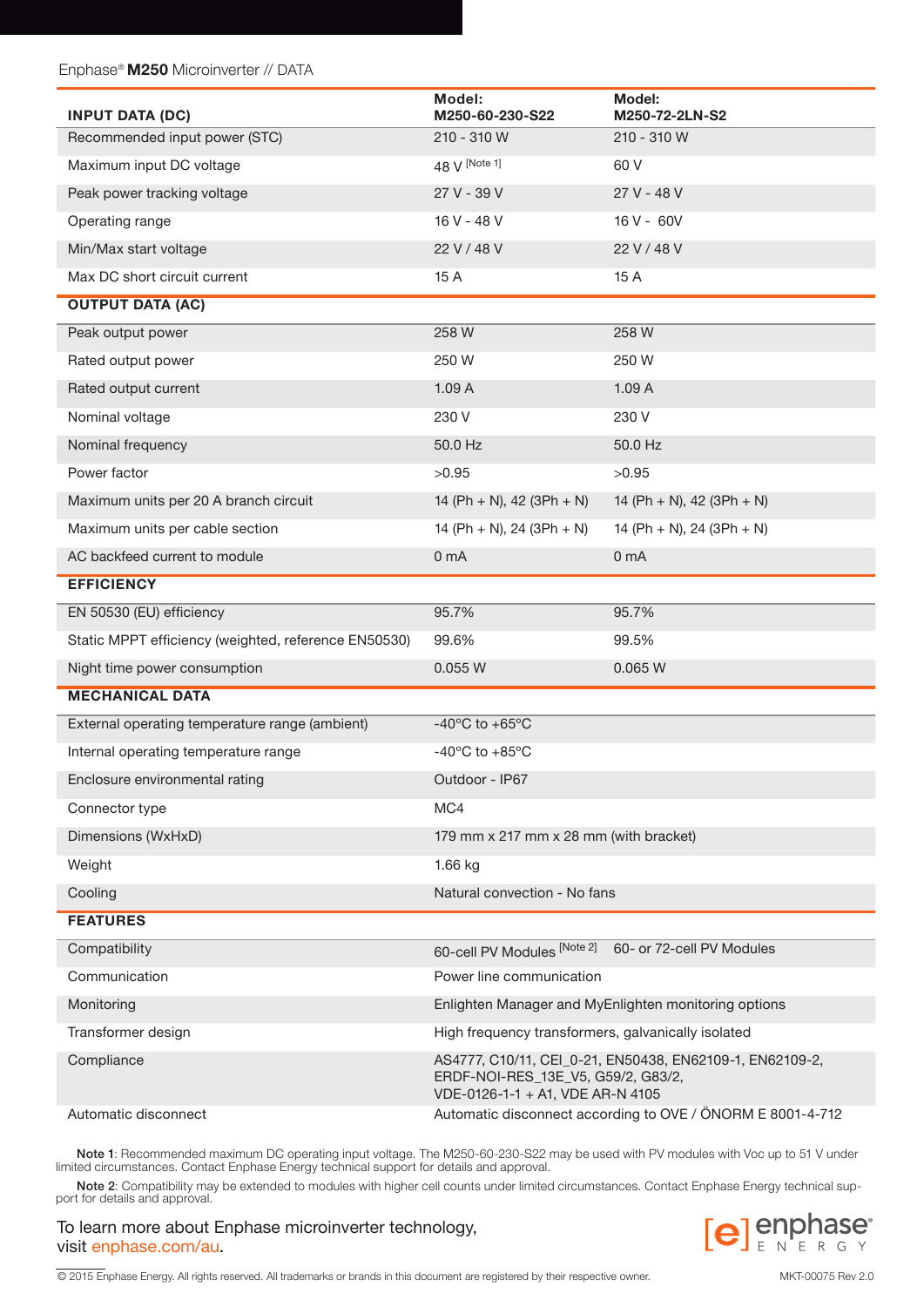Enphase® **M250** Microinverter // DATA

| INPUT DATA (DC) | Model: M250-60-230-S22 | Model: M250-72-2LN-S2 |
|---|---|---|
| Recommended input power (STC) | 210 - 310 W | 210 - 310 W |
| Maximum input DC voltage | 48 V [Note 1] | 60 V |
| Peak power tracking voltage | 27 V - 39 V | 27 V - 48 V |
| Operating range | 16 V - 48 V | 16 V - 60V |
| Min/Max start voltage | 22 V / 48 V | 22 V / 48 V |
| Max DC short circuit current | 15 A | 15 A |
| **OUTPUT DATA (AC)** | | |
| Peak output power | 258 W | 258 W |
| Rated output power | 250 W | 250 W |
| Rated output current | 1.09 A | 1.09 A |
| Nominal voltage | 230 V | 230 V |
| Nominal frequency | 50.0 Hz | 50.0 Hz |
| Power factor | >0.95 | >0.95 |
| Maximum units per 20 A branch circuit | 14 (Ph + N), 42 (3Ph + N) | 14 (Ph + N), 42 (3Ph + N) |
| Maximum units per cable section | 14 (Ph + N), 24 (3Ph + N) | 14 (Ph + N), 24 (3Ph + N) |
| AC backfeed current to module | 0 mA | 0 mA |
| **EFFICIENCY** | | |
| EN 50530 (EU) efficiency | 95.7% | 95.7% |
| Static MPPT efficiency (weighted, reference EN50530) | 99.6% | 99.5% |
| Night time power consumption | 0.055 W | 0.065 W |
| **MECHANICAL DATA** | | |
| External operating temperature range (ambient) | -40°C to +65°C | |
| Internal operating temperature range | -40°C to +85°C | |
| Enclosure environmental rating | Outdoor - IP67 | |
| Connector type | MC4 | |
| Dimensions (WxHxD) | 179 mm x 217 mm x 28 mm (with bracket) | |
| Weight | 1.66 kg | |
| Cooling | Natural convection - No fans | |
| **FEATURES** | | |
| Compatibility | 60-cell PV Modules [Note 2] | 60- or 72-cell PV Modules |
| Communication | Power line communication | |
| Monitoring | Enlighten Manager and MyEnlighten monitoring options | |
| Transformer design | High frequency transformers, galvanically isolated | |
| Compliance | AS4777, C10/11, CEI_0-21, EN50438, EN62109-1, EN62109-2, ERDF-NOI-RES_13E_V5, G59/2, G83/2, VDE-0126-1-1 + A1, VDE AR-N 4105 | |
| Automatic disconnect | Automatic disconnect according to OVE / ÖNORM E 8001-4-712 | |

**Note 1**: Recommended maximum DC operating input voltage. The M250-60-230-S22 may be used with PV modules with Voc up to 51 V under limited circumstances. Contact Enphase Energy technical support for details and approval.

**Note 2**: Compatibility may be extended to modules with higher cell counts under limited circumstances. Contact Enphase Energy technical support for details and approval.

To learn more about Enphase microinverter technology, visit enphase.com/au.

enphase ENERGY

© 2015 Enphase Energy. All rights reserved. All trademarks or brands in this document are registered by their respective owner.

MKT-00075 Rev 2.0